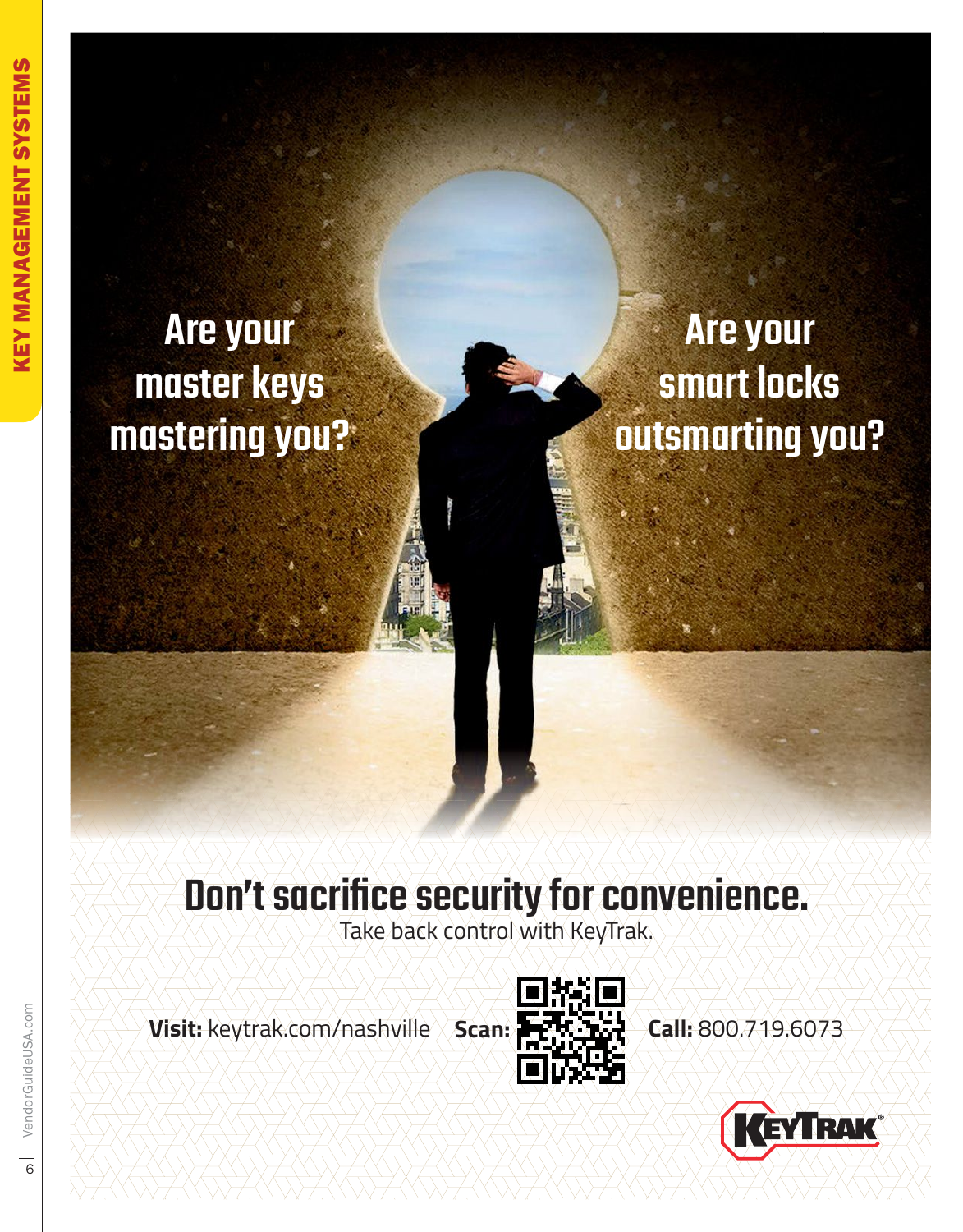Are your master keys mastering you?

Are your smart locks outsmarting you?

# Don't sacrifice security for convenience.

Take back control with KeyTrak.

**Visit:** keytrak.com/nashville **Scan:** **Call:** 800.719.6073

KEYTRAK®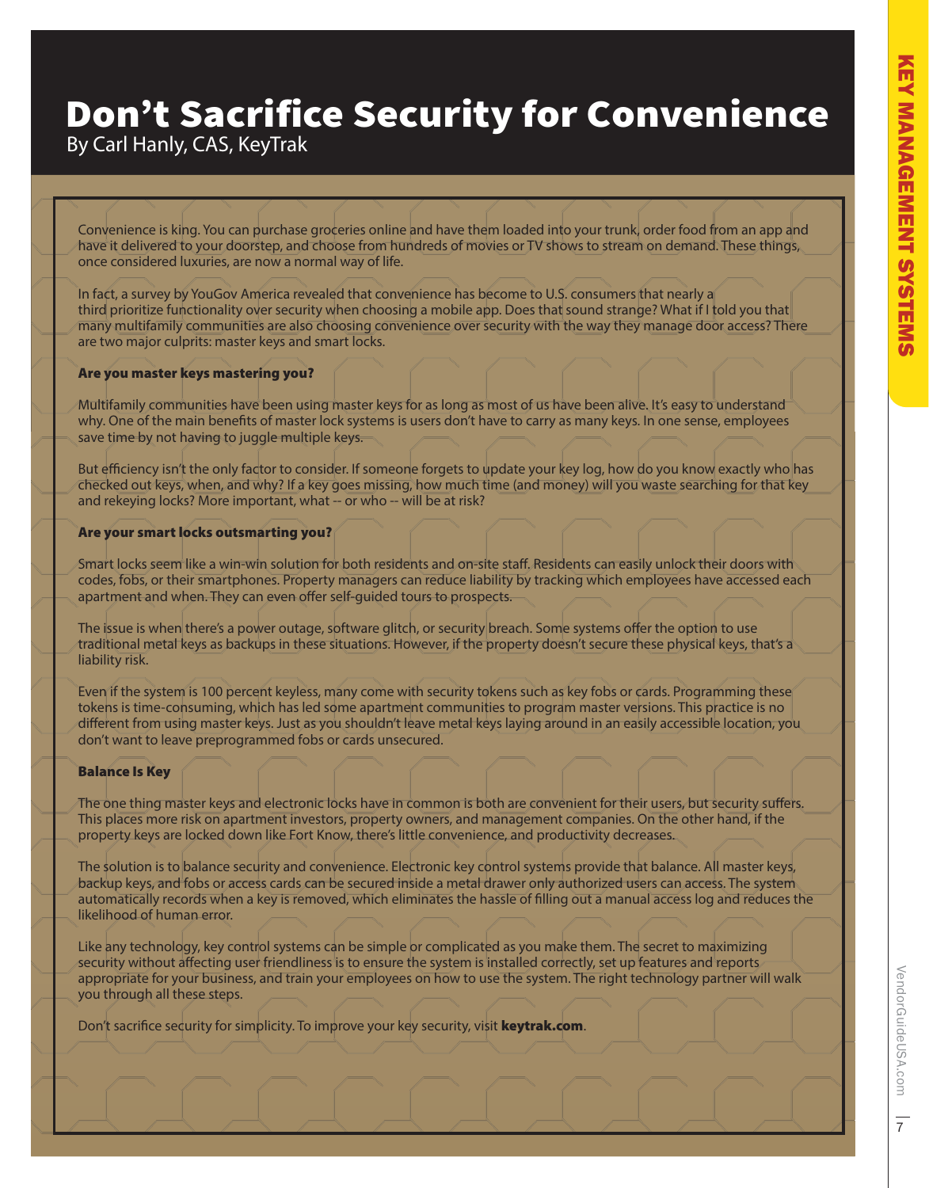# Don't Sacrifice Security for Convenience

By Carl Hanly, CAS, KeyTrak

Convenience is king. You can purchase groceries online and have them loaded into your trunk, order food from an app and have it delivered to your doorstep, and choose from hundreds of movies or TV shows to stream on demand. These things, once considered luxuries, are now a normal way of life.

In fact, a survey by YouGov America revealed that convenience has become to U.S. consumers that nearly a third prioritize functionality over security when choosing a mobile app. Does that sound strange? What if I told you that many multifamily communities are also choosing convenience over security with the way they manage door access? There are two major culprits: master keys and smart locks.

### Are you master keys mastering you?

Multifamily communities have been using master keys for as long as most of us have been alive. It's easy to understand why. One of the main benefits of master lock systems is users don't have to carry as many keys. In one sense, employees save time by not having to juggle multiple keys.

But efficiency isn't the only factor to consider. If someone forgets to update your key log, how do you know exactly who has checked out keys, when, and why? If a key goes missing, how much time (and money) will you waste searching for that key and rekeying locks? More important, what -- or who -- will be at risk?

### Are your smart locks outsmarting you?

Smart locks seem like a win-win solution for both residents and on-site staff. Residents can easily unlock their doors with codes, fobs, or their smartphones. Property managers can reduce liability by tracking which employees have accessed each apartment and when. They can even offer self-guided tours to prospects.

The issue is when there's a power outage, software glitch, or security breach. Some systems offer the option to use traditional metal keys as backups in these situations. However, if the property doesn't secure these physical keys, that's a liability risk.

Even if the system is 100 percent keyless, many come with security tokens such as key fobs or cards. Programming these tokens is time-consuming, which has led some apartment communities to program master versions. This practice is no different from using master keys. Just as you shouldn't leave metal keys laying around in an easily accessible location, you don't want to leave preprogrammed fobs or cards unsecured.

### Balance Is Key

The one thing master keys and electronic locks have in common is both are convenient for their users, but security suffers. This places more risk on apartment investors, property owners, and management companies. On the other hand, if the property keys are locked down like Fort Know, there's little convenience, and productivity decreases.

The solution is to balance security and convenience. Electronic key control systems provide that balance. All master keys, backup keys, and fobs or access cards can be secured inside a metal drawer only authorized users can access. The system automatically records when a key is removed, which eliminates the hassle of filling out a manual access log and reduces the likelihood of human error.

Like any technology, key control systems can be simple or complicated as you make them. The secret to maximizing security without affecting user friendliness is to ensure the system is installed correctly, set up features and reports appropriate for your business, and train your employees on how to use the system. The right technology partner will walk you through all these steps.

Don't sacrifice security for simplicity. To improve your key security, visit **keytrak.com**.